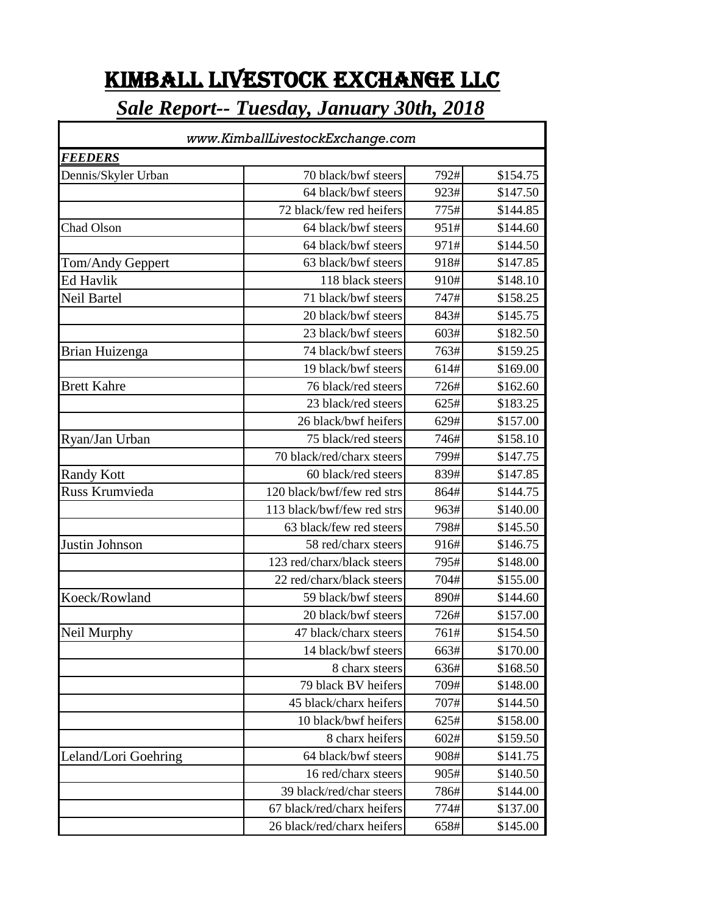# KIMBALL LIVESTOCK EXCHANGE LLC

## *Sale Report-- Tuesday, January 30th, 2018*

*www.KimballLivestockExchange.com*

| ***FEEDERS*** | | | |
|---|---|---|---|
| Dennis/Skyler Urban | 70 black/bwf steers | 792# | $154.75 |
| | 64 black/bwf steers | 923# | $147.50 |
| | 72 black/few red heifers | 775# | $144.85 |
| Chad Olson | 64 black/bwf steers | 951# | $144.60 |
| | 64 black/bwf steers | 971# | $144.50 |
| Tom/Andy Geppert | 63 black/bwf steers | 918# | $147.85 |
| Ed Havlik | 118 black steers | 910# | $148.10 |
| Neil Bartel | 71 black/bwf steers | 747# | $158.25 |
| | 20 black/bwf steers | 843# | $145.75 |
| | 23 black/bwf steers | 603# | $182.50 |
| Brian Huizenga | 74 black/bwf steers | 763# | $159.25 |
| | 19 black/bwf steers | 614# | $169.00 |
| Brett Kahre | 76 black/red steers | 726# | $162.60 |
| | 23 black/red steers | 625# | $183.25 |
| | 26 black/bwf heifers | 629# | $157.00 |
| Ryan/Jan Urban | 75 black/red steers | 746# | $158.10 |
| | 70 black/red/charx steers | 799# | $147.75 |
| Randy Kott | 60 black/red steers | 839# | $147.85 |
| Russ Krumvieda | 120 black/bwf/few red strs | 864# | $144.75 |
| | 113 black/bwf/few red strs | 963# | $140.00 |
| | 63 black/few red steers | 798# | $145.50 |
| Justin Johnson | 58 red/charx steers | 916# | $146.75 |
| | 123 red/charx/black steers | 795# | $148.00 |
| | 22 red/charx/black steers | 704# | $155.00 |
| Koeck/Rowland | 59 black/bwf steers | 890# | $144.60 |
| | 20 black/bwf steers | 726# | $157.00 |
| Neil Murphy | 47 black/charx steers | 761# | $154.50 |
| | 14 black/bwf steers | 663# | $170.00 |
| | 8 charx steers | 636# | $168.50 |
| | 79 black BV heifers | 709# | $148.00 |
| | 45 black/charx heifers | 707# | $144.50 |
| | 10 black/bwf heifers | 625# | $158.00 |
| | 8 charx heifers | 602# | $159.50 |
| Leland/Lori Goehring | 64 black/bwf steers | 908# | $141.75 |
| | 16 red/charx steers | 905# | $140.50 |
| | 39 black/red/char steers | 786# | $144.00 |
| | 67 black/red/charx heifers | 774# | $137.00 |
| | 26 black/red/charx heifers | 658# | $145.00 |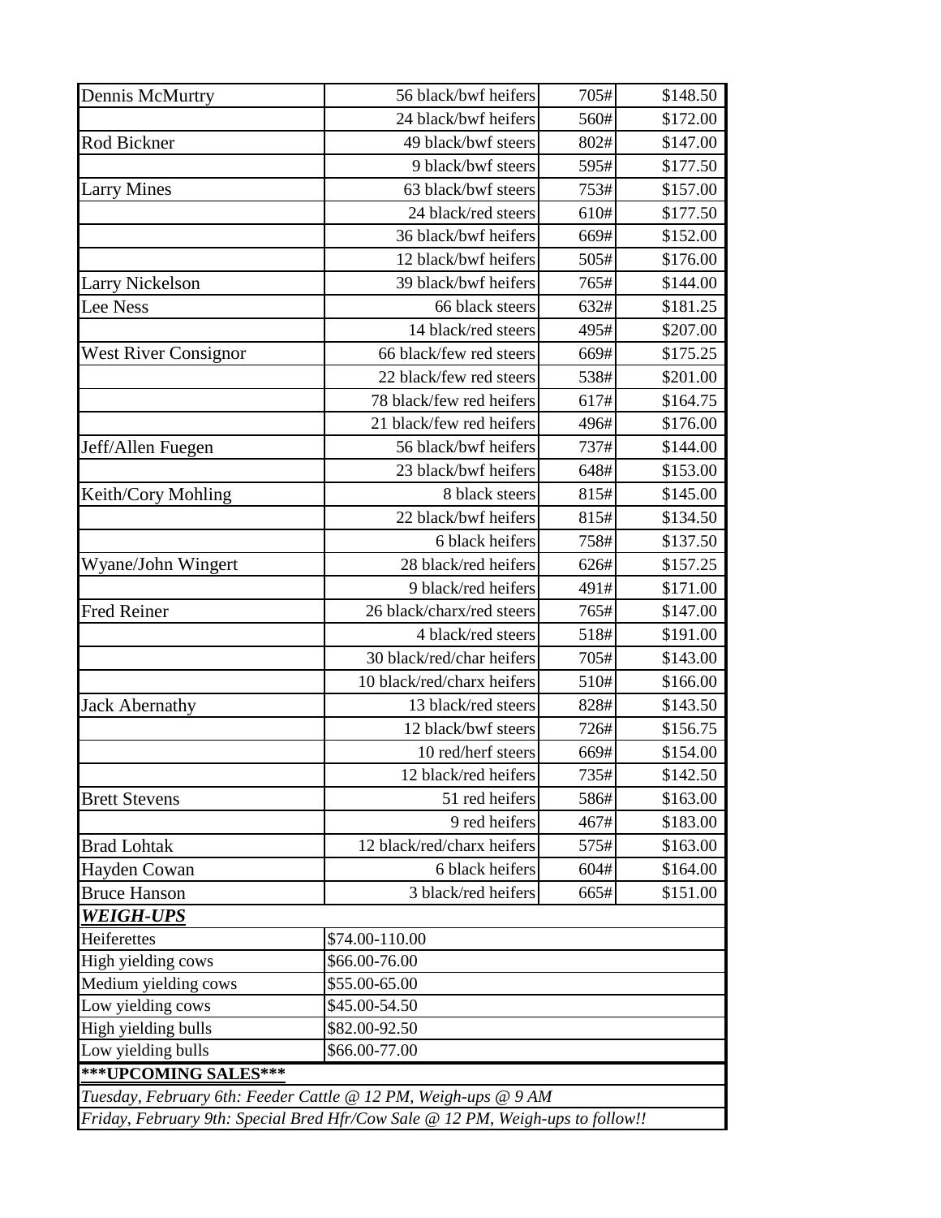| Consignor | Description | Weight | Price |
|---|---|---|---|
| Dennis McMurtry | 56 black/bwf heifers | 705# | $148.50 |
| | 24 black/bwf heifers | 560# | $172.00 |
| Rod Bickner | 49 black/bwf steers | 802# | $147.00 |
| | 9 black/bwf steers | 595# | $177.50 |
| Larry Mines | 63 black/bwf steers | 753# | $157.00 |
| | 24 black/red steers | 610# | $177.50 |
| | 36 black/bwf heifers | 669# | $152.00 |
| | 12 black/bwf heifers | 505# | $176.00 |
| Larry Nickelson | 39 black/bwf heifers | 765# | $144.00 |
| Lee Ness | 66 black steers | 632# | $181.25 |
| | 14 black/red steers | 495# | $207.00 |
| West River Consignor | 66 black/few red steers | 669# | $175.25 |
| | 22 black/few red steers | 538# | $201.00 |
| | 78 black/few red heifers | 617# | $164.75 |
| | 21 black/few red heifers | 496# | $176.00 |
| Jeff/Allen Fuegen | 56 black/bwf heifers | 737# | $144.00 |
| | 23 black/bwf heifers | 648# | $153.00 |
| Keith/Cory Mohling | 8 black steers | 815# | $145.00 |
| | 22 black/bwf heifers | 815# | $134.50 |
| | 6 black heifers | 758# | $137.50 |
| Wyane/John Wingert | 28 black/red heifers | 626# | $157.25 |
| | 9 black/red heifers | 491# | $171.00 |
| Fred Reiner | 26 black/charx/red steers | 765# | $147.00 |
| | 4 black/red steers | 518# | $191.00 |
| | 30 black/red/char heifers | 705# | $143.00 |
| | 10 black/red/charx heifers | 510# | $166.00 |
| Jack Abernathy | 13 black/red steers | 828# | $143.50 |
| | 12 black/bwf steers | 726# | $156.75 |
| | 10 red/herf steers | 669# | $154.00 |
| | 12 black/red heifers | 735# | $142.50 |
| Brett Stevens | 51 red heifers | 586# | $163.00 |
| | 9 red heifers | 467# | $183.00 |
| Brad Lohtak | 12 black/red/charx heifers | 575# | $163.00 |
| Hayden Cowan | 6 black heifers | 604# | $164.00 |
| Bruce Hanson | 3 black/red heifers | 665# | $151.00 |

***WEIGH-UPS***

| Class | Price |
|---|---|
| Heiferettes | $74.00-110.00 |
| High yielding cows | $66.00-76.00 |
| Medium yielding cows | $55.00-65.00 |
| Low yielding cows | $45.00-54.50 |
| High yielding bulls | $82.00-92.50 |
| Low yielding bulls | $66.00-77.00 |

**\*\*\*UPCOMING SALES\*\*\***

*Tuesday, February 6th: Feeder Cattle @ 12 PM, Weigh-ups @ 9 AM*

*Friday, February 9th: Special Bred Hfr/Cow Sale @ 12 PM, Weigh-ups to follow!!*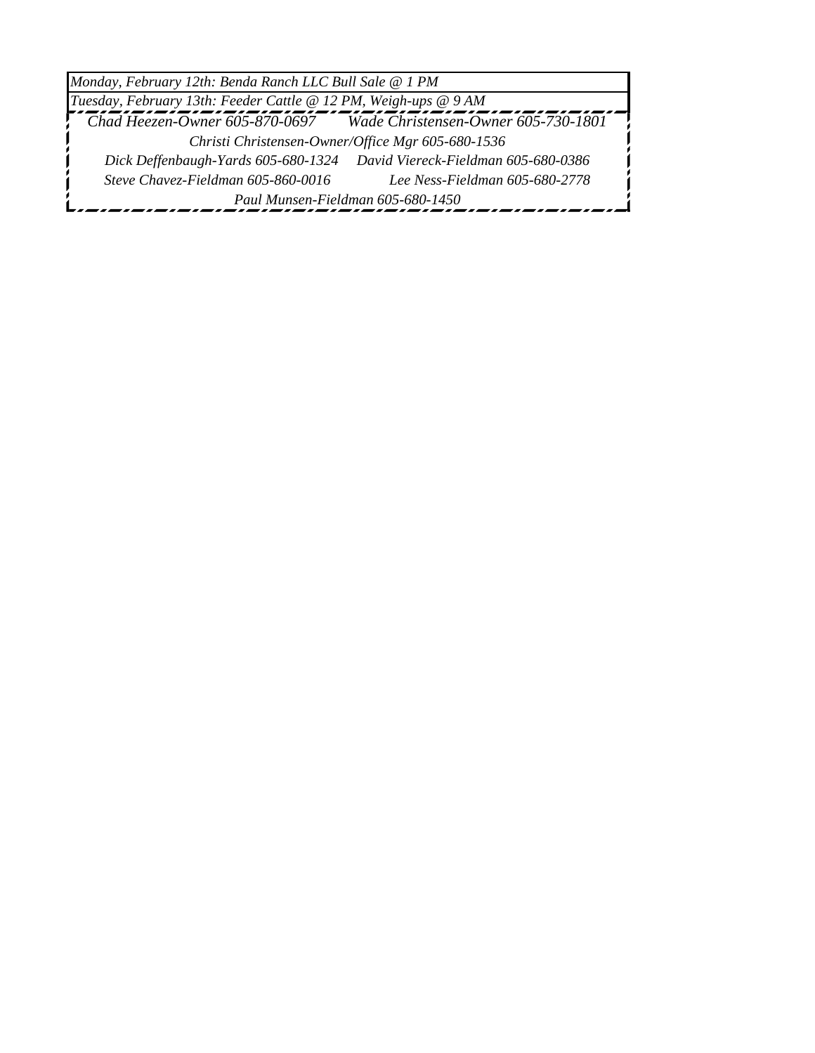*Monday, February 12th: Benda Ranch LLC Bull Sale @ 1 PM*

*Tuesday, February 13th: Feeder Cattle @ 12 PM, Weigh-ups @ 9 AM*

*Chad Heezen-Owner 605-870-0697 Wade Christensen-Owner 605-730-1801*

*Christi Christensen-Owner/Office Mgr 605-680-1536*

*Dick Deffenbaugh-Yards 605-680-1324 David Viereck-Fieldman 605-680-0386*

*Steve Chavez-Fieldman 605-860-0016 Lee Ness-Fieldman 605-680-2778*

*Paul Munsen-Fieldman 605-680-1450*